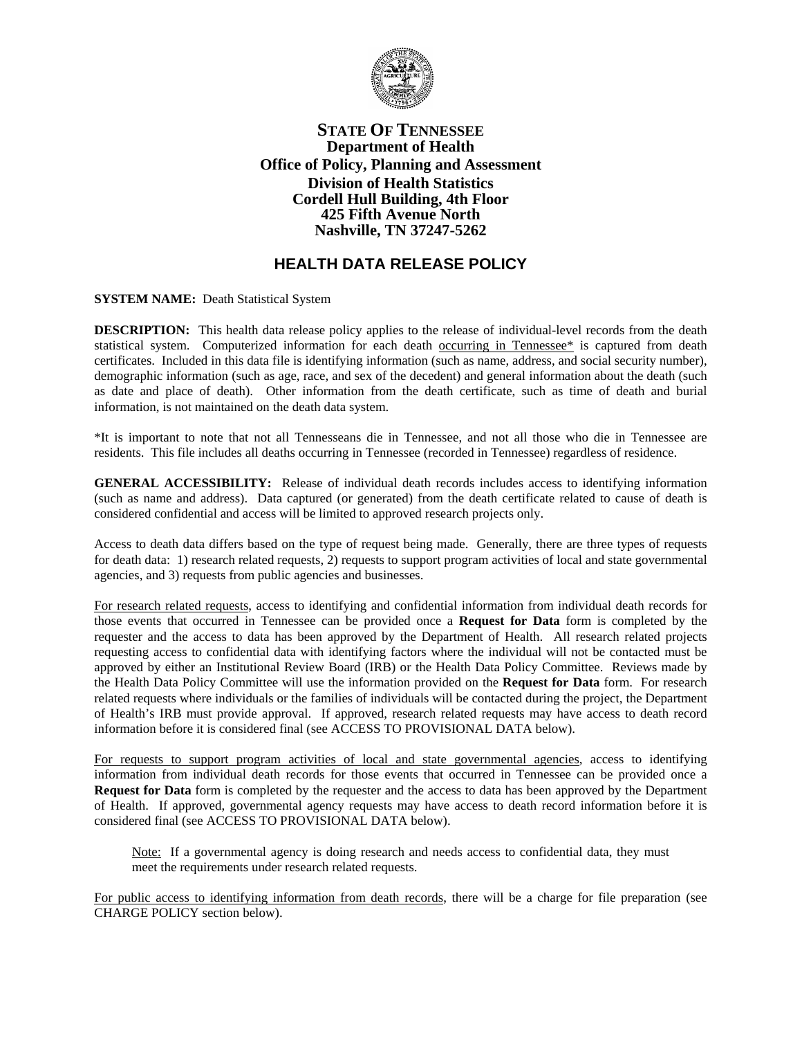**STATE OF TENNESSEE**
**Department of Health**
**Office of Policy, Planning and Assessment**
**Division of Health Statistics**
**Cordell Hull Building, 4th Floor**
**425 Fifth Avenue North**
**Nashville, TN 37247-5262**

# HEALTH DATA RELEASE POLICY

**SYSTEM NAME:** Death Statistical System

**DESCRIPTION:** This health data release policy applies to the release of individual-level records from the death statistical system. Computerized information for each death occurring in Tennessee* is captured from death certificates. Included in this data file is identifying information (such as name, address, and social security number), demographic information (such as age, race, and sex of the decedent) and general information about the death (such as date and place of death). Other information from the death certificate, such as time of death and burial information, is not maintained on the death data system.

*It is important to note that not all Tennesseans die in Tennessee, and not all those who die in Tennessee are residents. This file includes all deaths occurring in Tennessee (recorded in Tennessee) regardless of residence.

**GENERAL ACCESSIBILITY:** Release of individual death records includes access to identifying information (such as name and address). Data captured (or generated) from the death certificate related to cause of death is considered confidential and access will be limited to approved research projects only.

Access to death data differs based on the type of request being made. Generally, there are three types of requests for death data: 1) research related requests, 2) requests to support program activities of local and state governmental agencies, and 3) requests from public agencies and businesses.

For research related requests, access to identifying and confidential information from individual death records for those events that occurred in Tennessee can be provided once a **Request for Data** form is completed by the requester and the access to data has been approved by the Department of Health. All research related projects requesting access to confidential data with identifying factors where the individual will not be contacted must be approved by either an Institutional Review Board (IRB) or the Health Data Policy Committee. Reviews made by the Health Data Policy Committee will use the information provided on the **Request for Data** form. For research related requests where individuals or the families of individuals will be contacted during the project, the Department of Health's IRB must provide approval. If approved, research related requests may have access to death record information before it is considered final (see ACCESS TO PROVISIONAL DATA below).

For requests to support program activities of local and state governmental agencies, access to identifying information from individual death records for those events that occurred in Tennessee can be provided once a **Request for Data** form is completed by the requester and the access to data has been approved by the Department of Health. If approved, governmental agency requests may have access to death record information before it is considered final (see ACCESS TO PROVISIONAL DATA below).

> Note: If a governmental agency is doing research and needs access to confidential data, they must meet the requirements under research related requests.

For public access to identifying information from death records, there will be a charge for file preparation (see CHARGE POLICY section below).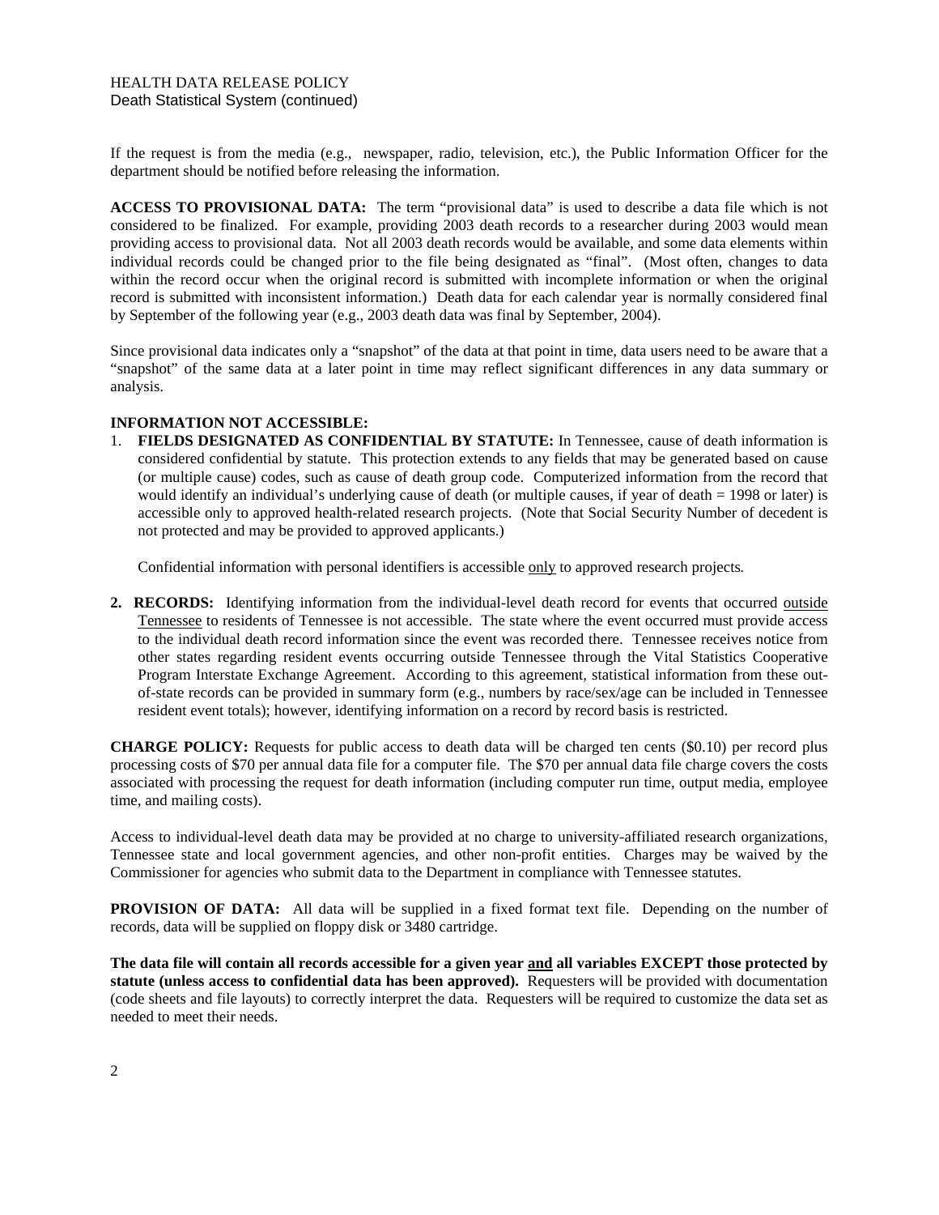If the request is from the media (e.g., newspaper, radio, television, etc.), the Public Information Officer for the department should be notified before releasing the information.

**ACCESS TO PROVISIONAL DATA:** The term "provisional data" is used to describe a data file which is not considered to be finalized. For example, providing 2003 death records to a researcher during 2003 would mean providing access to provisional data. Not all 2003 death records would be available, and some data elements within individual records could be changed prior to the file being designated as "final". (Most often, changes to data within the record occur when the original record is submitted with incomplete information or when the original record is submitted with inconsistent information.) Death data for each calendar year is normally considered final by September of the following year (e.g., 2003 death data was final by September, 2004).

Since provisional data indicates only a "snapshot" of the data at that point in time, data users need to be aware that a "snapshot" of the same data at a later point in time may reflect significant differences in any data summary or analysis.

**INFORMATION NOT ACCESSIBLE:**

1. **FIELDS DESIGNATED AS CONFIDENTIAL BY STATUTE:** In Tennessee, cause of death information is considered confidential by statute. This protection extends to any fields that may be generated based on cause (or multiple cause) codes, such as cause of death group code. Computerized information from the record that would identify an individual's underlying cause of death (or multiple causes, if year of death = 1998 or later) is accessible only to approved health-related research projects. (Note that Social Security Number of decedent is not protected and may be provided to approved applicants.)

   Confidential information with personal identifiers is accessible <u>only</u> to approved research projects.

2. **RECORDS:** Identifying information from the individual-level death record for events that occurred <u>outside Tennessee</u> to residents of Tennessee is not accessible. The state where the event occurred must provide access to the individual death record information since the event was recorded there. Tennessee receives notice from other states regarding resident events occurring outside Tennessee through the Vital Statistics Cooperative Program Interstate Exchange Agreement. According to this agreement, statistical information from these out-of-state records can be provided in summary form (e.g., numbers by race/sex/age can be included in Tennessee resident event totals); however, identifying information on a record by record basis is restricted.

**CHARGE POLICY:** Requests for public access to death data will be charged ten cents ($0.10) per record plus processing costs of $70 per annual data file for a computer file. The $70 per annual data file charge covers the costs associated with processing the request for death information (including computer run time, output media, employee time, and mailing costs).

Access to individual-level death data may be provided at no charge to university-affiliated research organizations, Tennessee state and local government agencies, and other non-profit entities. Charges may be waived by the Commissioner for agencies who submit data to the Department in compliance with Tennessee statutes.

**PROVISION OF DATA:** All data will be supplied in a fixed format text file. Depending on the number of records, data will be supplied on floppy disk or 3480 cartridge.

**The data file will contain all records accessible for a given year <u>and</u> all variables EXCEPT those protected by statute (unless access to confidential data has been approved).** Requesters will be provided with documentation (code sheets and file layouts) to correctly interpret the data. Requesters will be required to customize the data set as needed to meet their needs.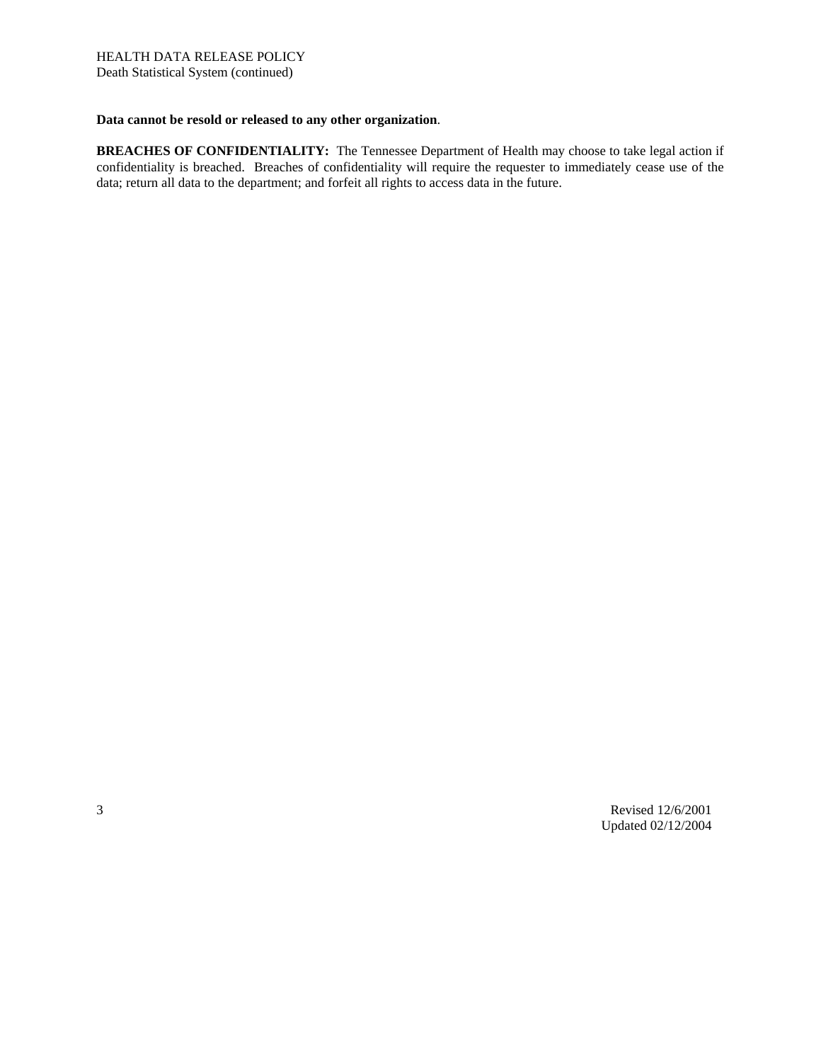**Data cannot be resold or released to any other organization**.

**BREACHES OF CONFIDENTIALITY:** The Tennessee Department of Health may choose to take legal action if confidentiality is breached. Breaches of confidentiality will require the requester to immediately cease use of the data; return all data to the department; and forfeit all rights to access data in the future.